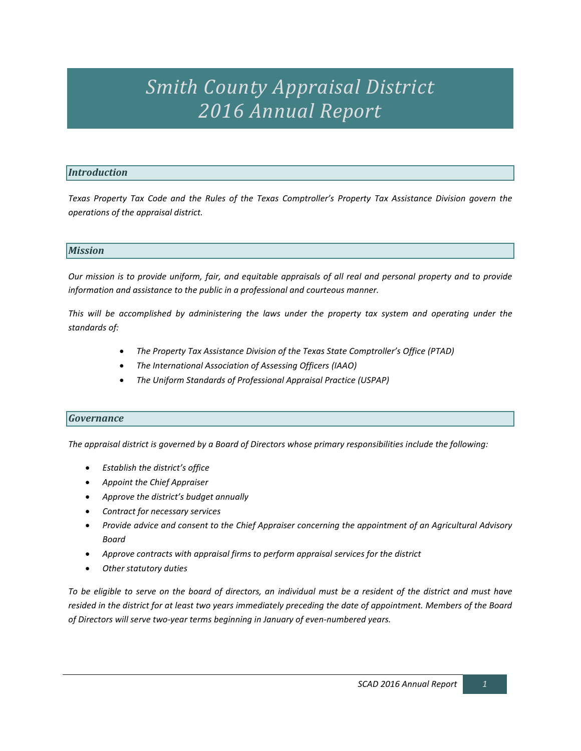# *Smith County Appraisal District 2016 Annual Report*

## *Introduction*

*Texas Property Tax Code and the Rules of the Texas Comptroller's Property Tax Assistance Division govern the operations of the appraisal district.*

## *Mission*

*Our mission is to provide uniform, fair, and equitable appraisals of all real and personal property and to provide information and assistance to the public in a professional and courteous manner.*

*This will be accomplished by administering the laws under the property tax system and operating under the standards of:*

- *The Property Tax Assistance Division of the Texas State Comptroller's Office (PTAD)*
- *The International Association of Assessing Officers (IAAO)*
- *The Uniform Standards of Professional Appraisal Practice (USPAP)*

## *Governance*

*The appraisal district is governed by a Board of Directors whose primary responsibilities include the following:*

- *Establish the district's office*
- *Appoint the Chief Appraiser*
- *Approve the district's budget annually*
- *Contract for necessary services*
- *Provide advice and consent to the Chief Appraiser concerning the appointment of an Agricultural Advisory Board*
- *Approve contracts with appraisal firms to perform appraisal services for the district*
- *Other statutory duties*

*To be eligible to serve on the board of directors, an individual must be a resident of the district and must have resided in the district for at least two years immediately preceding the date of appointment. Members of the Board of Directors will serve two-year terms beginning in January of even-numbered years.*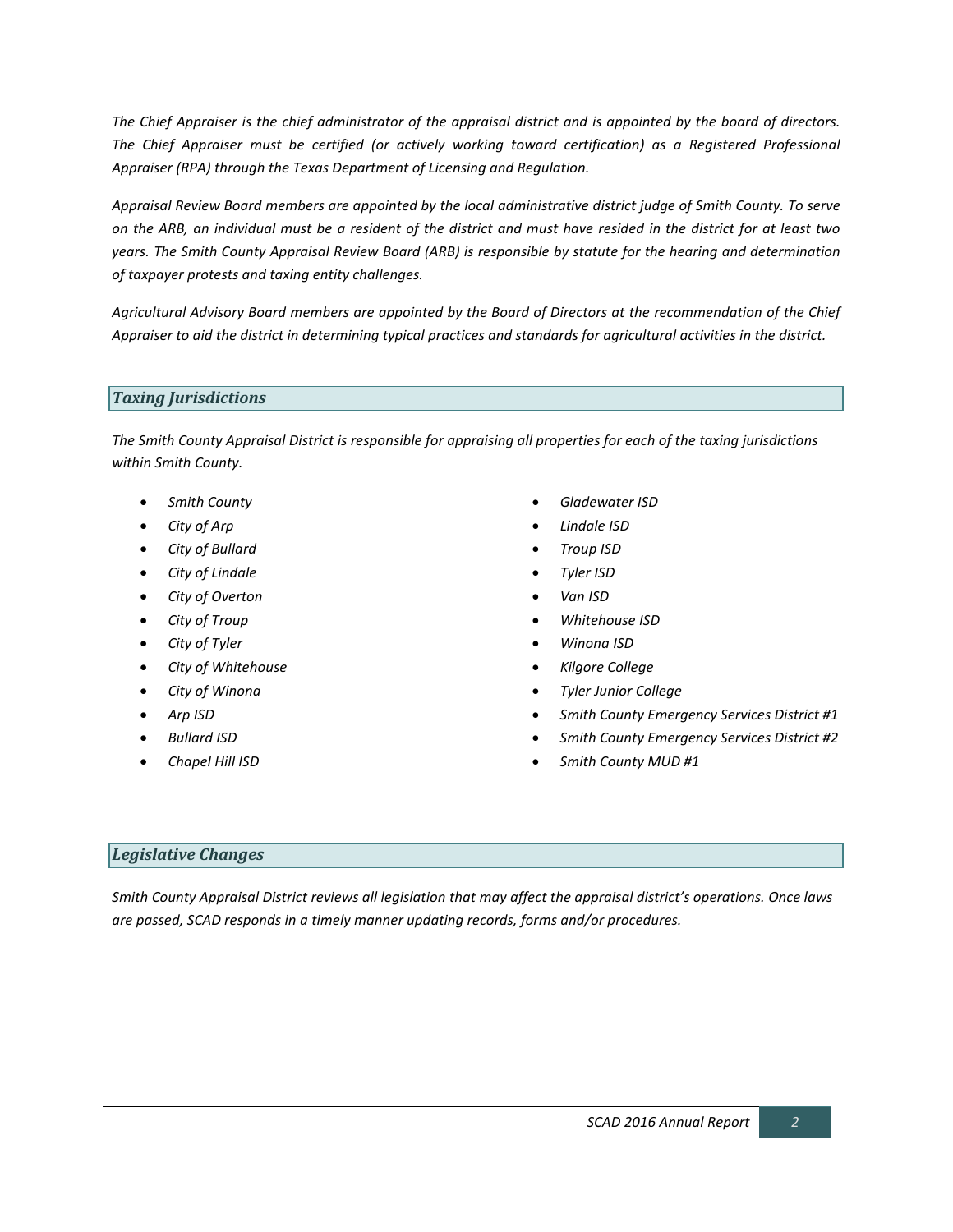*The Chief Appraiser is the chief administrator of the appraisal district and is appointed by the board of directors. The Chief Appraiser must be certified (or actively working toward certification) as a Registered Professional Appraiser (RPA) through the Texas Department of Licensing and Regulation.*

*Appraisal Review Board members are appointed by the local administrative district judge of Smith County. To serve on the ARB, an individual must be a resident of the district and must have resided in the district for at least two years. The Smith County Appraisal Review Board (ARB) is responsible by statute for the hearing and determination of taxpayer protests and taxing entity challenges.*

*Agricultural Advisory Board members are appointed by the Board of Directors at the recommendation of the Chief Appraiser to aid the district in determining typical practices and standards for agricultural activities in the district.*

## *Taxing Jurisdictions*

*The Smith County Appraisal District is responsible for appraising all properties for each of the taxing jurisdictions within Smith County.*

- *Smith County*
- *City of Arp*
- *City of Bullard*
- *City of Lindale*
- *City of Overton*
- *City of Troup*
- *City of Tyler*
- *City of Whitehouse*
- *City of Winona*
- *Arp ISD*
- *Bullard ISD*
- *Chapel Hill ISD*
- *Gladewater ISD*
- *Lindale ISD*
- *Troup ISD*
- *Tyler ISD*
- *Van ISD*
- *Whitehouse ISD*
- *Winona ISD*
- *Kilgore College*
- *Tyler Junior College*
- *Smith County Emergency Services District #1*
- *Smith County Emergency Services District #2*
- *Smith County MUD #1*

## *Legislative Changes*

*Smith County Appraisal District reviews all legislation that may affect the appraisal district's operations. Once laws are passed, SCAD responds in a timely manner updating records, forms and/or procedures.*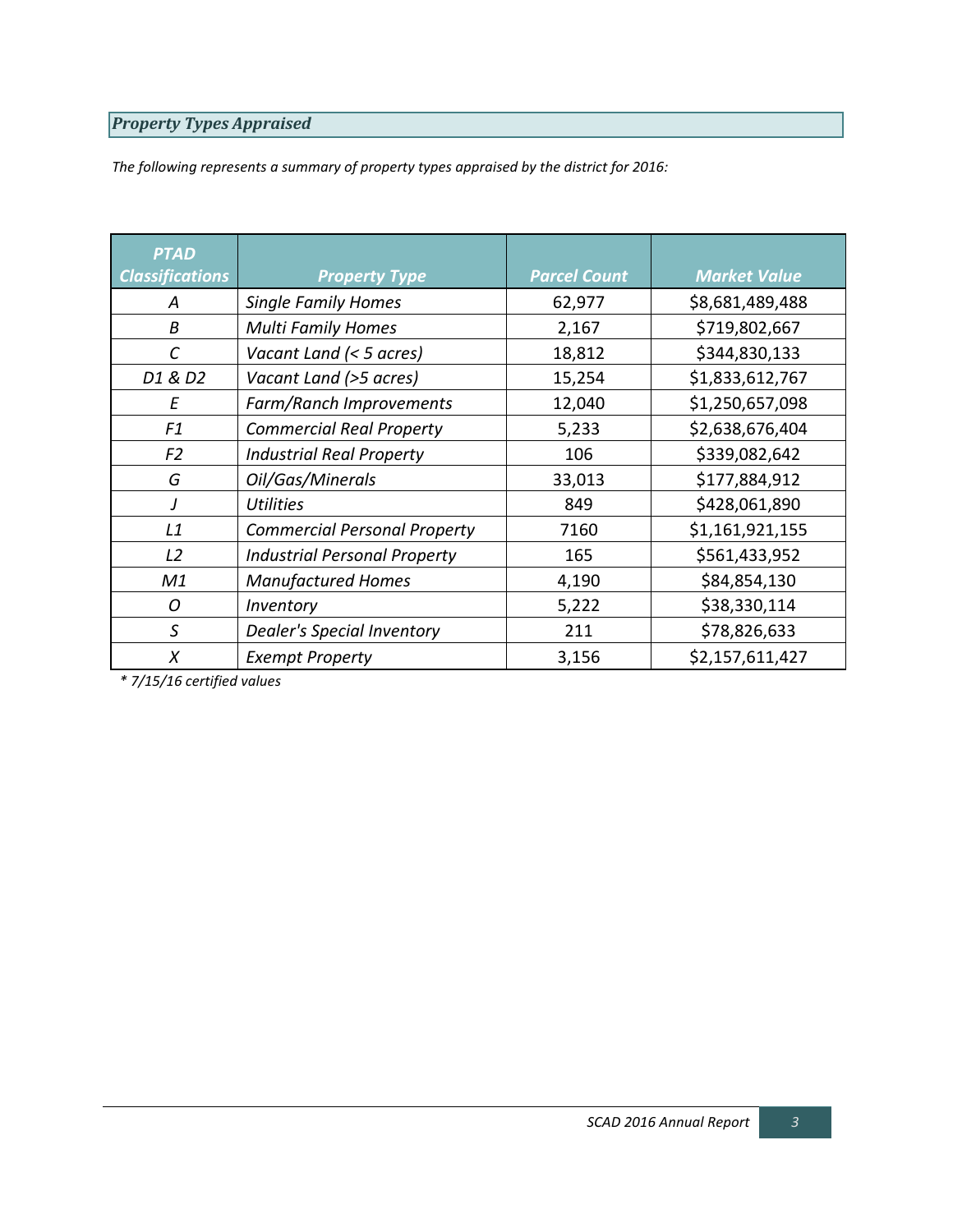## *Property Types Appraised*

*The following represents a summary of property types appraised by the district for 2016:*

| *PTAD Classifications* | *Property Type* | *Parcel Count* | *Market Value* |
|---|---|---|---|
| *A* | *Single Family Homes* | 62,977 | $8,681,489,488 |
| *B* | *Multi Family Homes* | 2,167 | $719,802,667 |
| *C* | *Vacant Land (< 5 acres)* | 18,812 | $344,830,133 |
| *D1 & D2* | *Vacant Land (>5 acres)* | 15,254 | $1,833,612,767 |
| *E* | *Farm/Ranch Improvements* | 12,040 | $1,250,657,098 |
| *F1* | *Commercial Real Property* | 5,233 | $2,638,676,404 |
| *F2* | *Industrial Real Property* | 106 | $339,082,642 |
| *G* | *Oil/Gas/Minerals* | 33,013 | $177,884,912 |
| *J* | *Utilities* | 849 | $428,061,890 |
| *L1* | *Commercial Personal Property* | 7160 | $1,161,921,155 |
| *L2* | *Industrial Personal Property* | 165 | $561,433,952 |
| *M1* | *Manufactured Homes* | 4,190 | $84,854,130 |
| *O* | *Inventory* | 5,222 | $38,330,114 |
| *S* | *Dealer's Special Inventory* | 211 | $78,826,633 |
| *X* | *Exempt Property* | 3,156 | $2,157,611,427 |

*\* 7/15/16 certified values*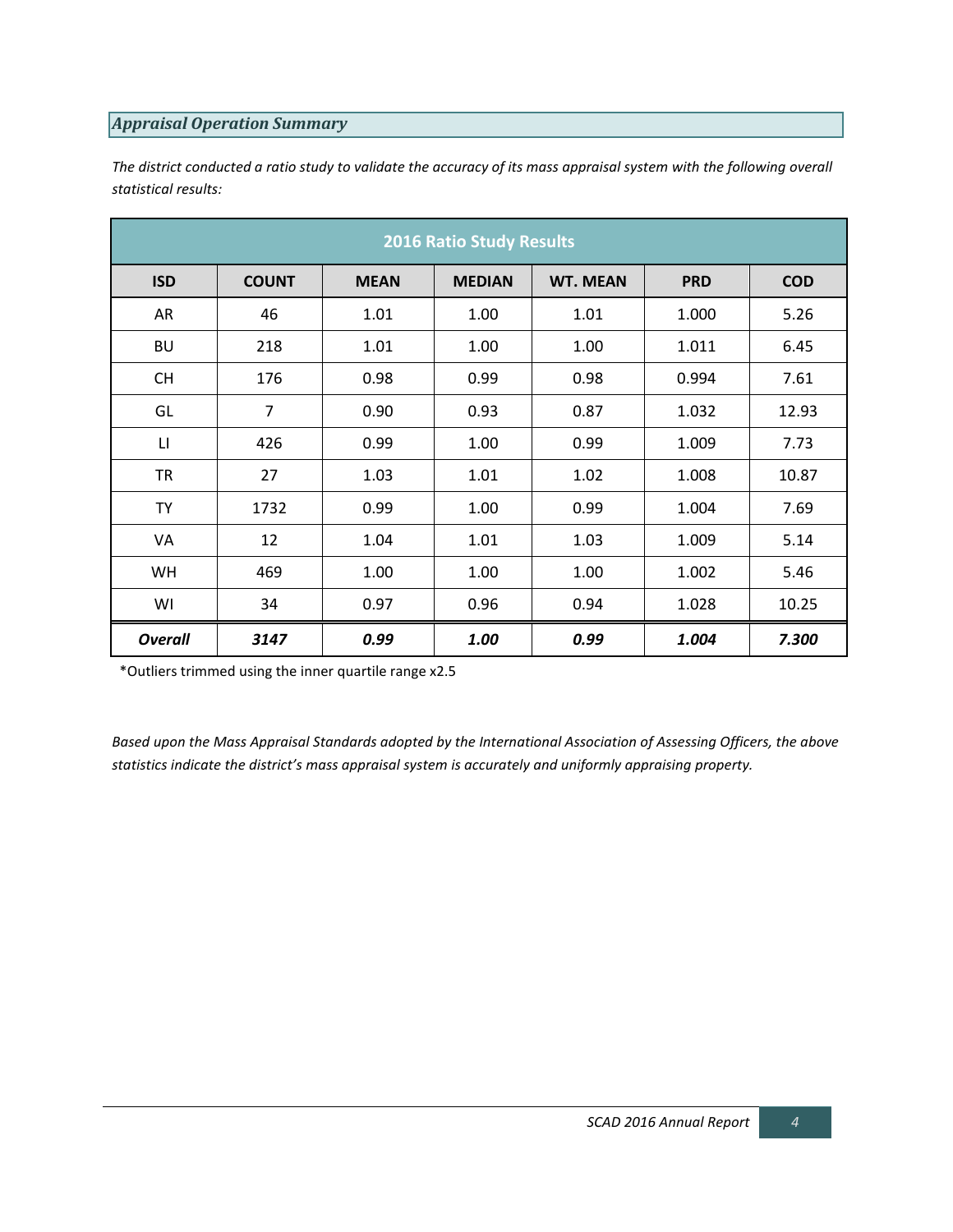## *Appraisal Operation Summary*

*The district conducted a ratio study to validate the accuracy of its mass appraisal system with the following overall statistical results:*

| 2016 Ratio Study Results | | | | | | |
|---|---|---|---|---|---|---|
| **ISD** | **COUNT** | **MEAN** | **MEDIAN** | **WT. MEAN** | **PRD** | **COD** |
| AR | 46 | 1.01 | 1.00 | 1.01 | 1.000 | 5.26 |
| BU | 218 | 1.01 | 1.00 | 1.00 | 1.011 | 6.45 |
| CH | 176 | 0.98 | 0.99 | 0.98 | 0.994 | 7.61 |
| GL | 7 | 0.90 | 0.93 | 0.87 | 1.032 | 12.93 |
| LI | 426 | 0.99 | 1.00 | 0.99 | 1.009 | 7.73 |
| TR | 27 | 1.03 | 1.01 | 1.02 | 1.008 | 10.87 |
| TY | 1732 | 0.99 | 1.00 | 0.99 | 1.004 | 7.69 |
| VA | 12 | 1.04 | 1.01 | 1.03 | 1.009 | 5.14 |
| WH | 469 | 1.00 | 1.00 | 1.00 | 1.002 | 5.46 |
| WI | 34 | 0.97 | 0.96 | 0.94 | 1.028 | 10.25 |
| ***Overall*** | ***3147*** | ***0.99*** | ***1.00*** | ***0.99*** | ***1.004*** | ***7.300*** |

*Outliers trimmed using the inner quartile range x2.5

*Based upon the Mass Appraisal Standards adopted by the International Association of Assessing Officers, the above statistics indicate the district's mass appraisal system is accurately and uniformly appraising property.*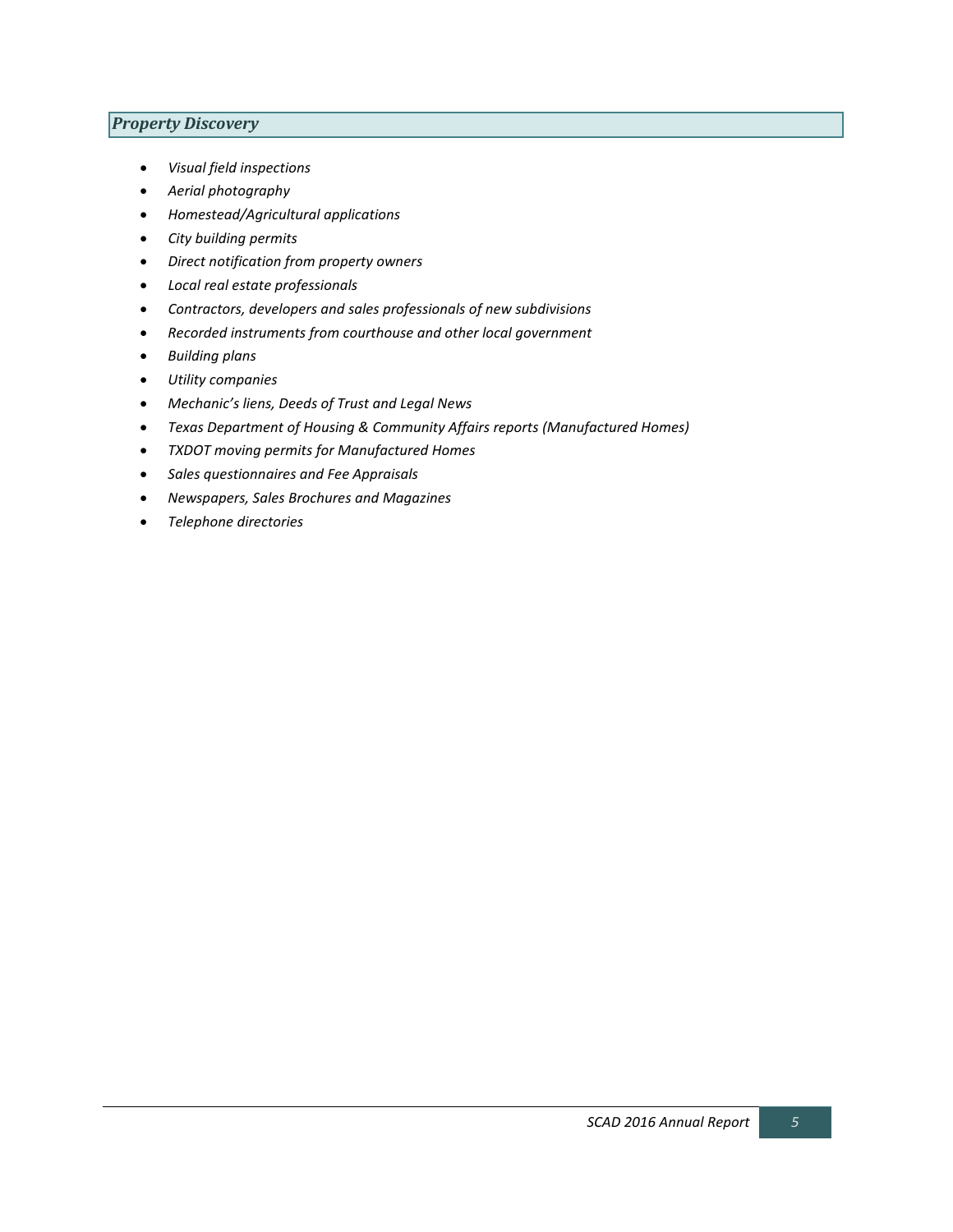## *Property Discovery*

- *Visual field inspections*
- *Aerial photography*
- *Homestead/Agricultural applications*
- *City building permits*
- *Direct notification from property owners*
- *Local real estate professionals*
- *Contractors, developers and sales professionals of new subdivisions*
- *Recorded instruments from courthouse and other local government*
- *Building plans*
- *Utility companies*
- *Mechanic's liens, Deeds of Trust and Legal News*
- *Texas Department of Housing & Community Affairs reports (Manufactured Homes)*
- *TXDOT moving permits for Manufactured Homes*
- *Sales questionnaires and Fee Appraisals*
- *Newspapers, Sales Brochures and Magazines*
- *Telephone directories*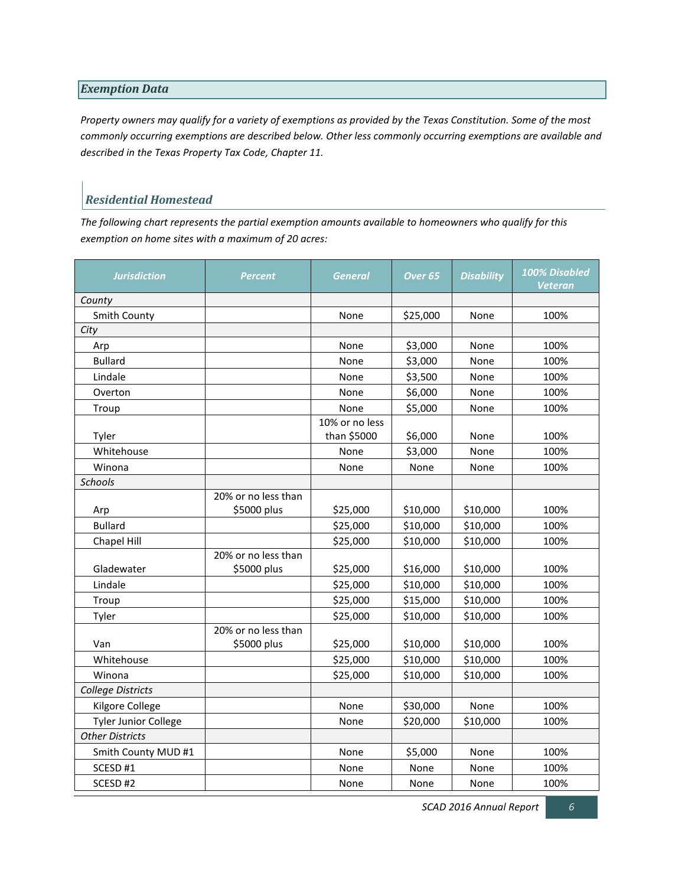## Exemption Data

*Property owners may qualify for a variety of exemptions as provided by the Texas Constitution. Some of the most commonly occurring exemptions are described below. Other less commonly occurring exemptions are available and described in the Texas Property Tax Code, Chapter 11.*

### Residential Homestead

*The following chart represents the partial exemption amounts available to homeowners who qualify for this exemption on home sites with a maximum of 20 acres:*

| Jurisdiction | Percent | General | Over 65 | Disability | 100% Disabled Veteran |
|---|---|---|---|---|---|
| *County* | | | | | |
| Smith County | | None | $25,000 | None | 100% |
| *City* | | | | | |
| Arp | | None | $3,000 | None | 100% |
| Bullard | | None | $3,000 | None | 100% |
| Lindale | | None | $3,500 | None | 100% |
| Overton | | None | $6,000 | None | 100% |
| Troup | | None | $5,000 | None | 100% |
| Tyler | | 10% or no less than $5000 | $6,000 | None | 100% |
| Whitehouse | | None | $3,000 | None | 100% |
| Winona | | None | None | None | 100% |
| *Schools* | | | | | |
| Arp | 20% or no less than $5000 plus | $25,000 | $10,000 | $10,000 | 100% |
| Bullard | | $25,000 | $10,000 | $10,000 | 100% |
| Chapel Hill | | $25,000 | $10,000 | $10,000 | 100% |
| Gladewater | 20% or no less than $5000 plus | $25,000 | $16,000 | $10,000 | 100% |
| Lindale | | $25,000 | $10,000 | $10,000 | 100% |
| Troup | | $25,000 | $15,000 | $10,000 | 100% |
| Tyler | | $25,000 | $10,000 | $10,000 | 100% |
| Van | 20% or no less than $5000 plus | $25,000 | $10,000 | $10,000 | 100% |
| Whitehouse | | $25,000 | $10,000 | $10,000 | 100% |
| Winona | | $25,000 | $10,000 | $10,000 | 100% |
| *College Districts* | | | | | |
| Kilgore College | | None | $30,000 | None | 100% |
| Tyler Junior College | | None | $20,000 | $10,000 | 100% |
| *Other Districts* | | | | | |
| Smith County MUD #1 | | None | $5,000 | None | 100% |
| SCESD #1 | | None | None | None | 100% |
| SCESD #2 | | None | None | None | 100% |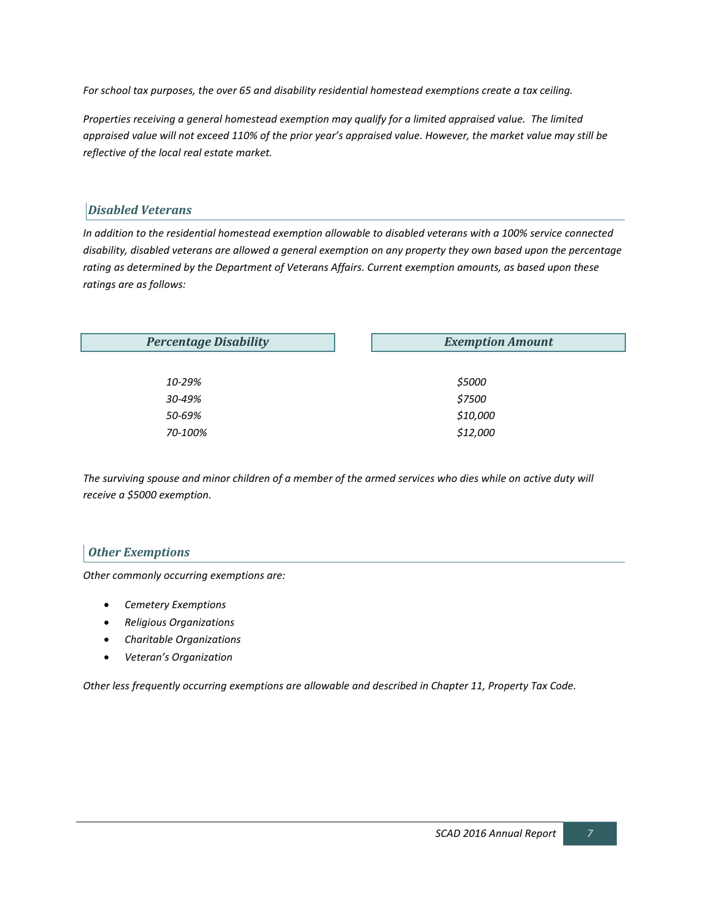*For school tax purposes, the over 65 and disability residential homestead exemptions create a tax ceiling.*

*Properties receiving a general homestead exemption may qualify for a limited appraised value. The limited appraised value will not exceed 110% of the prior year's appraised value. However, the market value may still be reflective of the local real estate market.*

## *Disabled Veterans*

*In addition to the residential homestead exemption allowable to disabled veterans with a 100% service connected disability, disabled veterans are allowed a general exemption on any property they own based upon the percentage rating as determined by the Department of Veterans Affairs. Current exemption amounts, as based upon these ratings are as follows:*

| ***Percentage Disability*** | ***Exemption Amount*** |
|---|---|
| *10-29%* | *$5000* |
| *30-49%* | *$7500* |
| *50-69%* | *$10,000* |
| *70-100%* | *$12,000* |

*The surviving spouse and minor children of a member of the armed services who dies while on active duty will receive a $5000 exemption.*

## *Other Exemptions*

*Other commonly occurring exemptions are:*

- *Cemetery Exemptions*
- *Religious Organizations*
- *Charitable Organizations*
- *Veteran's Organization*

*Other less frequently occurring exemptions are allowable and described in Chapter 11, Property Tax Code.*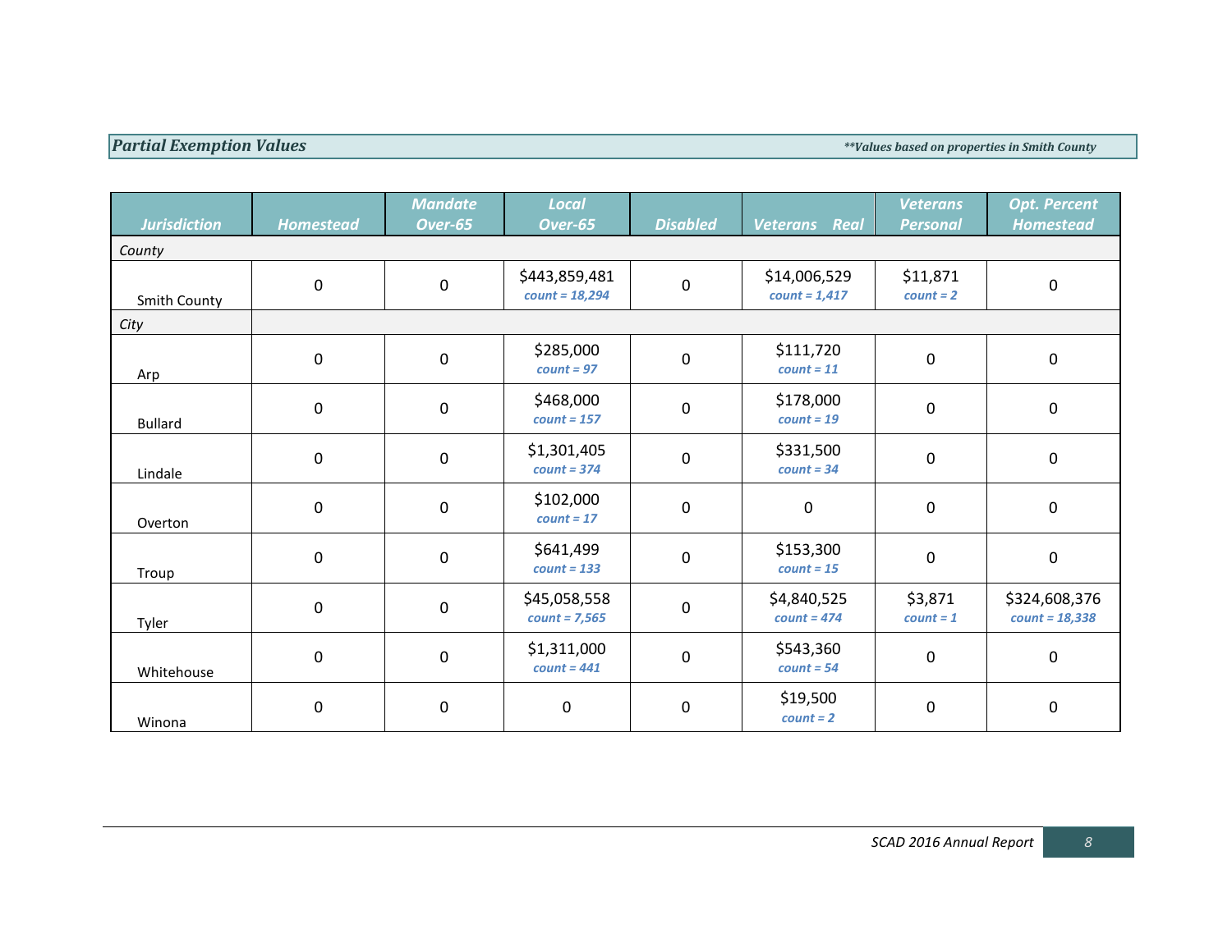## *Partial Exemption Values*

***Values based on properties in Smith County*

| Jurisdiction | Homestead | Mandate Over-65 | Local Over-65 | Disabled | Veterans Real | Veterans Personal | Opt. Percent Homestead |
|---|---|---|---|---|---|---|---|
| *County* | | | | | | | |
| Smith County | 0 | 0 | $443,859,481 *count = 18,294* | 0 | $14,006,529 *count = 1,417* | $11,871 *count = 2* | 0 |
| *City* | | | | | | | |
| Arp | 0 | 0 | $285,000 *count = 97* | 0 | $111,720 *count = 11* | 0 | 0 |
| Bullard | 0 | 0 | $468,000 *count = 157* | 0 | $178,000 *count = 19* | 0 | 0 |
| Lindale | 0 | 0 | $1,301,405 *count = 374* | 0 | $331,500 *count = 34* | 0 | 0 |
| Overton | 0 | 0 | $102,000 *count = 17* | 0 | 0 | 0 | 0 |
| Troup | 0 | 0 | $641,499 *count = 133* | 0 | $153,300 *count = 15* | 0 | 0 |
| Tyler | 0 | 0 | $45,058,558 *count = 7,565* | 0 | $4,840,525 *count = 474* | $3,871 *count = 1* | $324,608,376 *count = 18,338* |
| Whitehouse | 0 | 0 | $1,311,000 *count = 441* | 0 | $543,360 *count = 54* | 0 | 0 |
| Winona | 0 | 0 | 0 | 0 | $19,500 *count = 2* | 0 | 0 |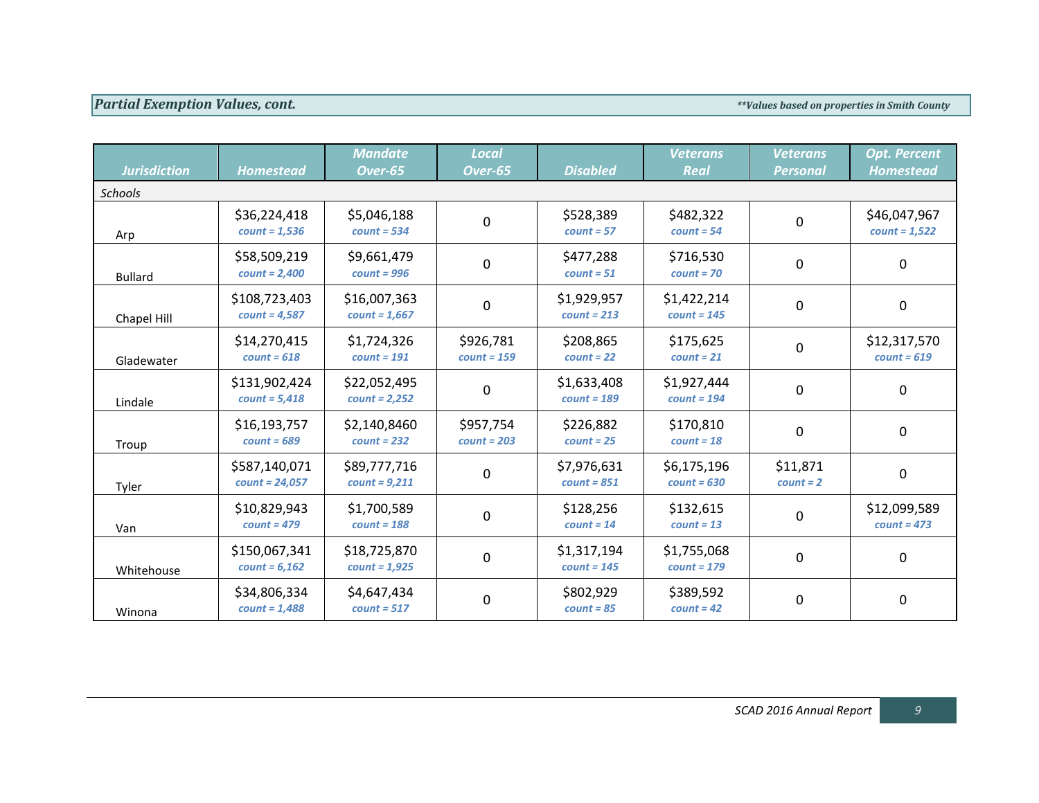## *Partial Exemption Values, cont.*

***Values based on properties in Smith County*

| Jurisdiction | Homestead | Mandate Over-65 | Local Over-65 | Disabled | Veterans Real | Veterans Personal | Opt. Percent Homestead |
|---|---|---|---|---|---|---|---|
| *Schools* | | | | | | | |
| Arp | $36,224,418 *count = 1,536* | $5,046,188 *count = 534* | 0 | $528,389 *count = 57* | $482,322 *count = 54* | 0 | $46,047,967 *count = 1,522* |
| Bullard | $58,509,219 *count = 2,400* | $9,661,479 *count = 996* | 0 | $477,288 *count = 51* | $716,530 *count = 70* | 0 | 0 |
| Chapel Hill | $108,723,403 *count = 4,587* | $16,007,363 *count = 1,667* | 0 | $1,929,957 *count = 213* | $1,422,214 *count = 145* | 0 | 0 |
| Gladewater | $14,270,415 *count = 618* | $1,724,326 *count = 191* | $926,781 *count = 159* | $208,865 *count = 22* | $175,625 *count = 21* | 0 | $12,317,570 *count = 619* |
| Lindale | $131,902,424 *count = 5,418* | $22,052,495 *count = 2,252* | 0 | $1,633,408 *count = 189* | $1,927,444 *count = 194* | 0 | 0 |
| Troup | $16,193,757 *count = 689* | $2,140,8460 *count = 232* | $957,754 *count = 203* | $226,882 *count = 25* | $170,810 *count = 18* | 0 | 0 |
| Tyler | $587,140,071 *count = 24,057* | $89,777,716 *count = 9,211* | 0 | $7,976,631 *count = 851* | $6,175,196 *count = 630* | $11,871 *count = 2* | 0 |
| Van | $10,829,943 *count = 479* | $1,700,589 *count = 188* | 0 | $128,256 *count = 14* | $132,615 *count = 13* | 0 | $12,099,589 *count = 473* |
| Whitehouse | $150,067,341 *count = 6,162* | $18,725,870 *count = 1,925* | 0 | $1,317,194 *count = 145* | $1,755,068 *count = 179* | 0 | 0 |
| Winona | $34,806,334 *count = 1,488* | $4,647,434 *count = 517* | 0 | $802,929 *count = 85* | $389,592 *count = 42* | 0 | 0 |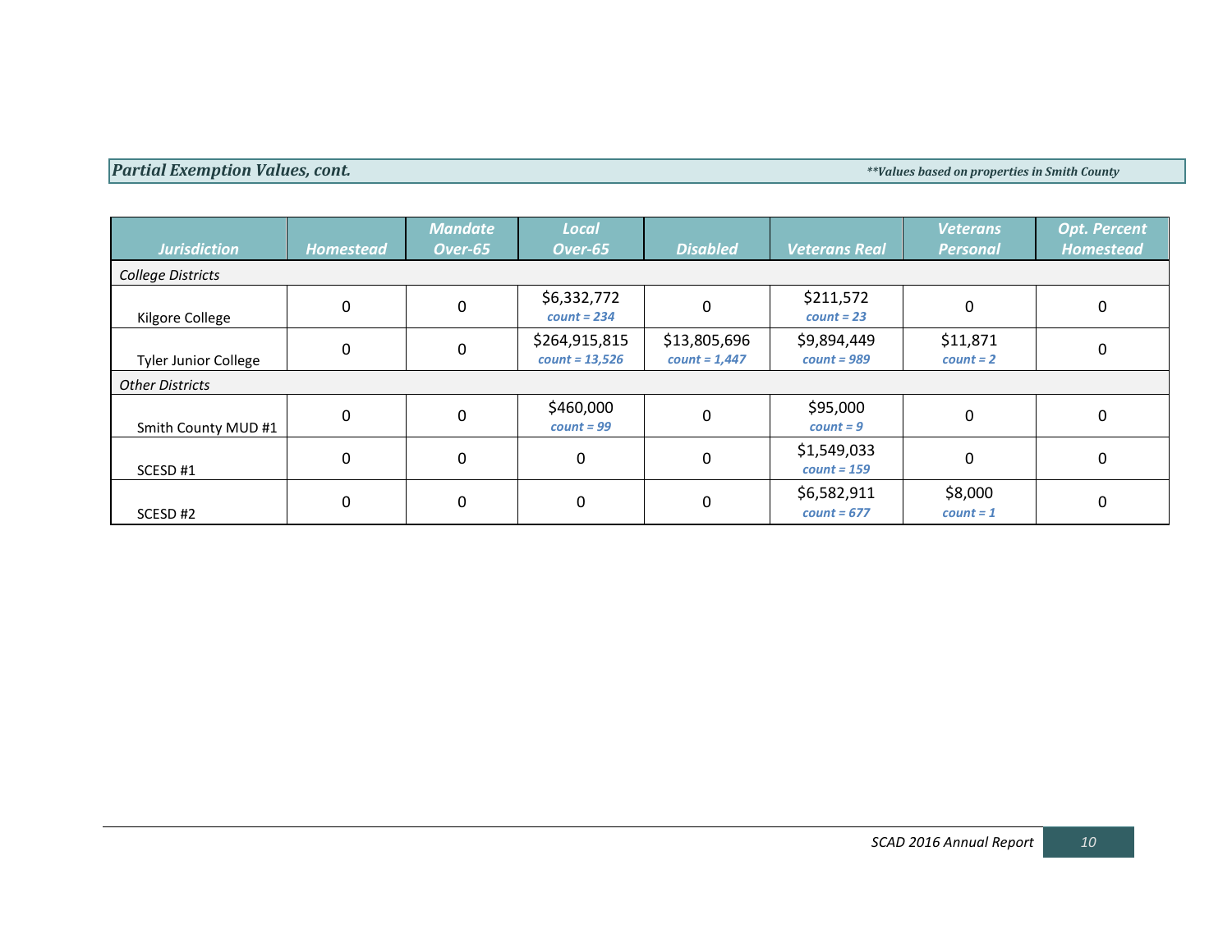## *Partial Exemption Values, cont.*

***Values based on properties in Smith County*

| Jurisdiction | Homestead | Mandate Over-65 | Local Over-65 | Disabled | Veterans Real | Veterans Personal | Opt. Percent Homestead |
|---|---|---|---|---|---|---|---|
| *College Districts* | | | | | | | |
| Kilgore College | 0 | 0 | $6,332,772 *count = 234* | 0 | $211,572 *count = 23* | 0 | 0 |
| Tyler Junior College | 0 | 0 | $264,915,815 *count = 13,526* | $13,805,696 *count = 1,447* | $9,894,449 *count = 989* | $11,871 *count = 2* | 0 |
| *Other Districts* | | | | | | | |
| Smith County MUD #1 | 0 | 0 | $460,000 *count = 99* | 0 | $95,000 *count = 9* | 0 | 0 |
| SCESD #1 | 0 | 0 | 0 | 0 | $1,549,033 *count = 159* | 0 | 0 |
| SCESD #2 | 0 | 0 | 0 | 0 | $6,582,911 *count = 677* | $8,000 *count = 1* | 0 |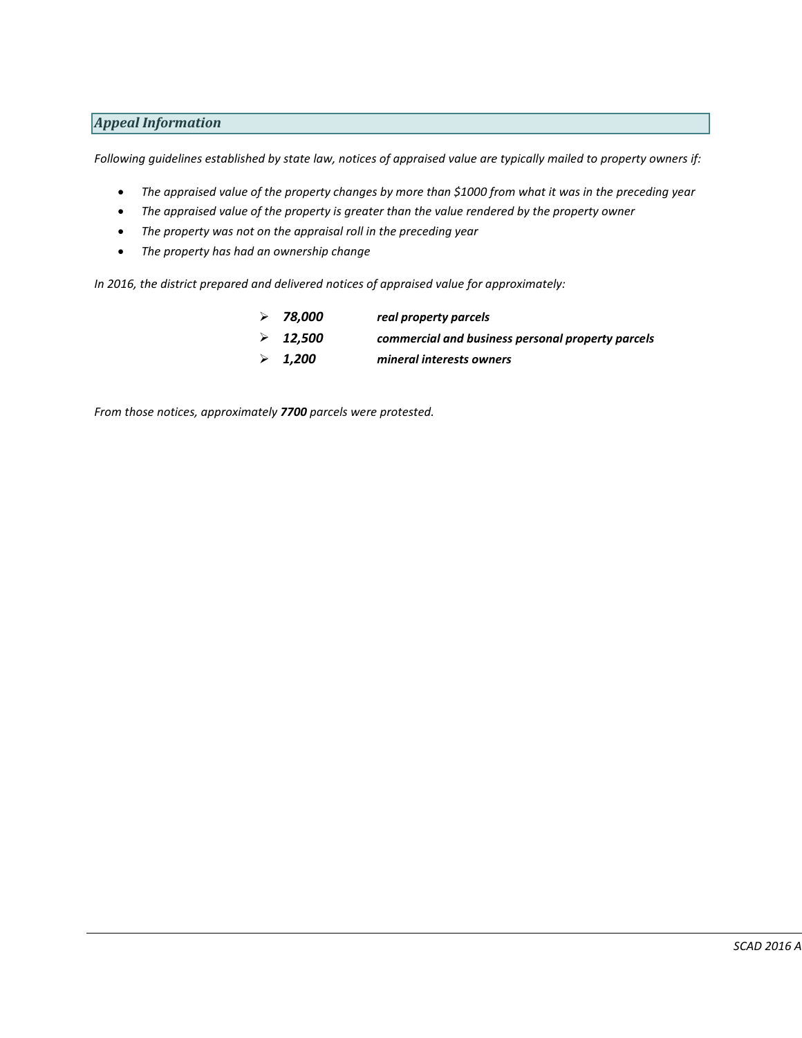## *Appeal Information*

*Following guidelines established by state law, notices of appraised value are typically mailed to property owners if:*

- *The appraised value of the property changes by more than $1000 from what it was in the preceding year*
- *The appraised value of the property is greater than the value rendered by the property owner*
- *The property was not on the appraisal roll in the preceding year*
- *The property has had an ownership change*

*In 2016, the district prepared and delivered notices of appraised value for approximately:*

- ***78,000*** ***real property parcels***
- ***12,500*** ***commercial and business personal property parcels***
- ***1,200*** ***mineral interests owners***

*From those notices, approximately **7700** parcels were protested.*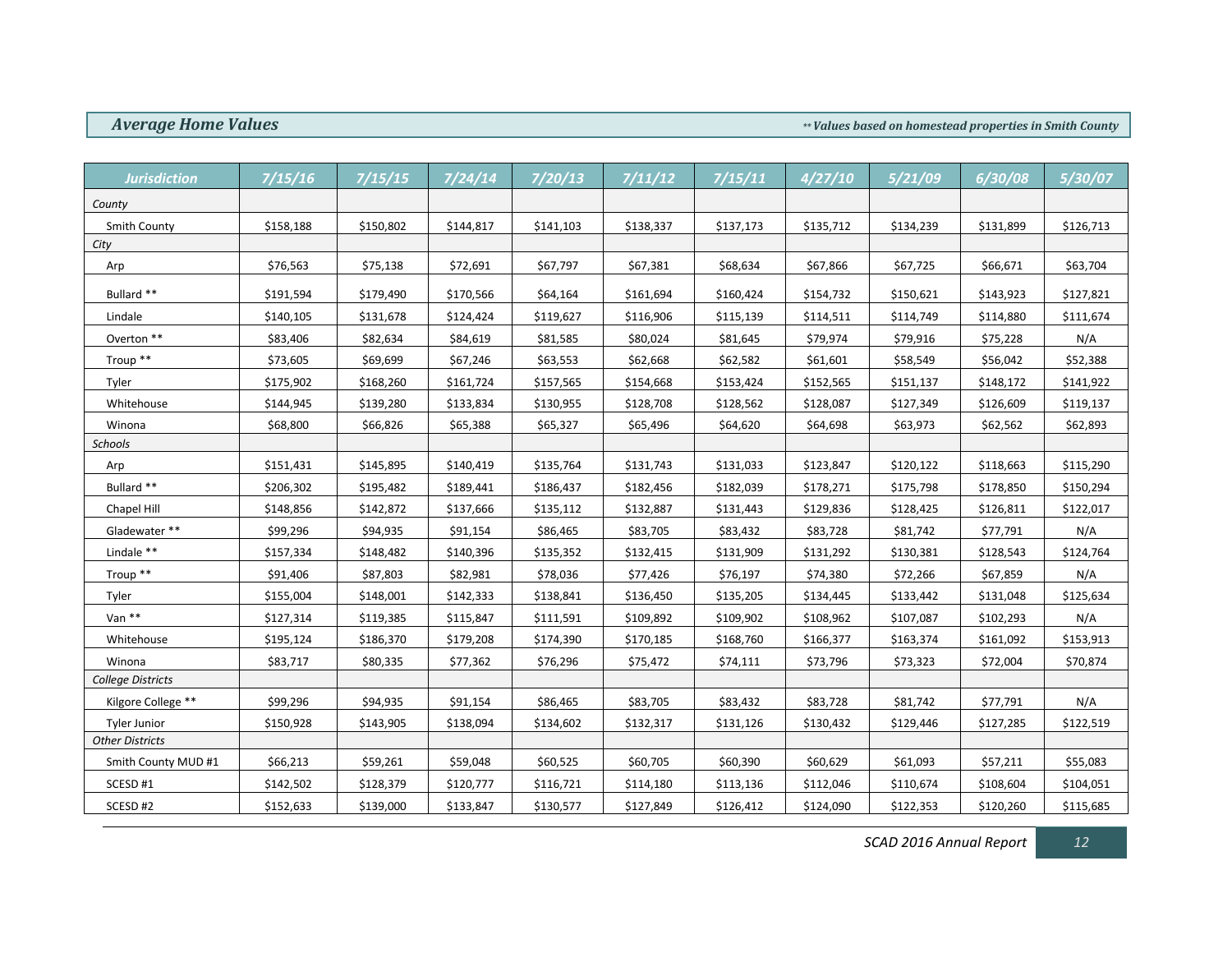## *Average Home Values*

*\*\* Values based on homestead properties in Smith County*

| Jurisdiction | 7/15/16 | 7/15/15 | 7/24/14 | 7/20/13 | 7/11/12 | 7/15/11 | 4/27/10 | 5/21/09 | 6/30/08 | 5/30/07 |
|---|---|---|---|---|---|---|---|---|---|---|
| *County* | | | | | | | | | | |
| Smith County | $158,188 | $150,802 | $144,817 | $141,103 | $138,337 | $137,173 | $135,712 | $134,239 | $131,899 | $126,713 |
| *City* | | | | | | | | | | |
| Arp | $76,563 | $75,138 | $72,691 | $67,797 | $67,381 | $68,634 | $67,866 | $67,725 | $66,671 | $63,704 |
| Bullard ** | $191,594 | $179,490 | $170,566 | $64,164 | $161,694 | $160,424 | $154,732 | $150,621 | $143,923 | $127,821 |
| Lindale | $140,105 | $131,678 | $124,424 | $119,627 | $116,906 | $115,139 | $114,511 | $114,749 | $114,880 | $111,674 |
| Overton ** | $83,406 | $82,634 | $84,619 | $81,585 | $80,024 | $81,645 | $79,974 | $79,916 | $75,228 | N/A |
| Troup ** | $73,605 | $69,699 | $67,246 | $63,553 | $62,668 | $62,582 | $61,601 | $58,549 | $56,042 | $52,388 |
| Tyler | $175,902 | $168,260 | $161,724 | $157,565 | $154,668 | $153,424 | $152,565 | $151,137 | $148,172 | $141,922 |
| Whitehouse | $144,945 | $139,280 | $133,834 | $130,955 | $128,708 | $128,562 | $128,087 | $127,349 | $126,609 | $119,137 |
| Winona | $68,800 | $66,826 | $65,388 | $65,327 | $65,496 | $64,620 | $64,698 | $63,973 | $62,562 | $62,893 |
| *Schools* | | | | | | | | | | |
| Arp | $151,431 | $145,895 | $140,419 | $135,764 | $131,743 | $131,033 | $123,847 | $120,122 | $118,663 | $115,290 |
| Bullard ** | $206,302 | $195,482 | $189,441 | $186,437 | $182,456 | $182,039 | $178,271 | $175,798 | $178,850 | $150,294 |
| Chapel Hill | $148,856 | $142,872 | $137,666 | $135,112 | $132,887 | $131,443 | $129,836 | $128,425 | $126,811 | $122,017 |
| Gladewater ** | $99,296 | $94,935 | $91,154 | $86,465 | $83,705 | $83,432 | $83,728 | $81,742 | $77,791 | N/A |
| Lindale ** | $157,334 | $148,482 | $140,396 | $135,352 | $132,415 | $131,909 | $131,292 | $130,381 | $128,543 | $124,764 |
| Troup ** | $91,406 | $87,803 | $82,981 | $78,036 | $77,426 | $76,197 | $74,380 | $72,266 | $67,859 | N/A |
| Tyler | $155,004 | $148,001 | $142,333 | $138,841 | $136,450 | $135,205 | $134,445 | $133,442 | $131,048 | $125,634 |
| Van ** | $127,314 | $119,385 | $115,847 | $111,591 | $109,892 | $109,902 | $108,962 | $107,087 | $102,293 | N/A |
| Whitehouse | $195,124 | $186,370 | $179,208 | $174,390 | $170,185 | $168,760 | $166,377 | $163,374 | $161,092 | $153,913 |
| Winona | $83,717 | $80,335 | $77,362 | $76,296 | $75,472 | $74,111 | $73,796 | $73,323 | $72,004 | $70,874 |
| *College Districts* | | | | | | | | | | |
| Kilgore College ** | $99,296 | $94,935 | $91,154 | $86,465 | $83,705 | $83,432 | $83,728 | $81,742 | $77,791 | N/A |
| Tyler Junior | $150,928 | $143,905 | $138,094 | $134,602 | $132,317 | $131,126 | $130,432 | $129,446 | $127,285 | $122,519 |
| *Other Districts* | | | | | | | | | | |
| Smith County MUD #1 | $66,213 | $59,261 | $59,048 | $60,525 | $60,705 | $60,390 | $60,629 | $61,093 | $57,211 | $55,083 |
| SCESD #1 | $142,502 | $128,379 | $120,777 | $116,721 | $114,180 | $113,136 | $112,046 | $110,674 | $108,604 | $104,051 |
| SCESD #2 | $152,633 | $139,000 | $133,847 | $130,577 | $127,849 | $126,412 | $124,090 | $122,353 | $120,260 | $115,685 |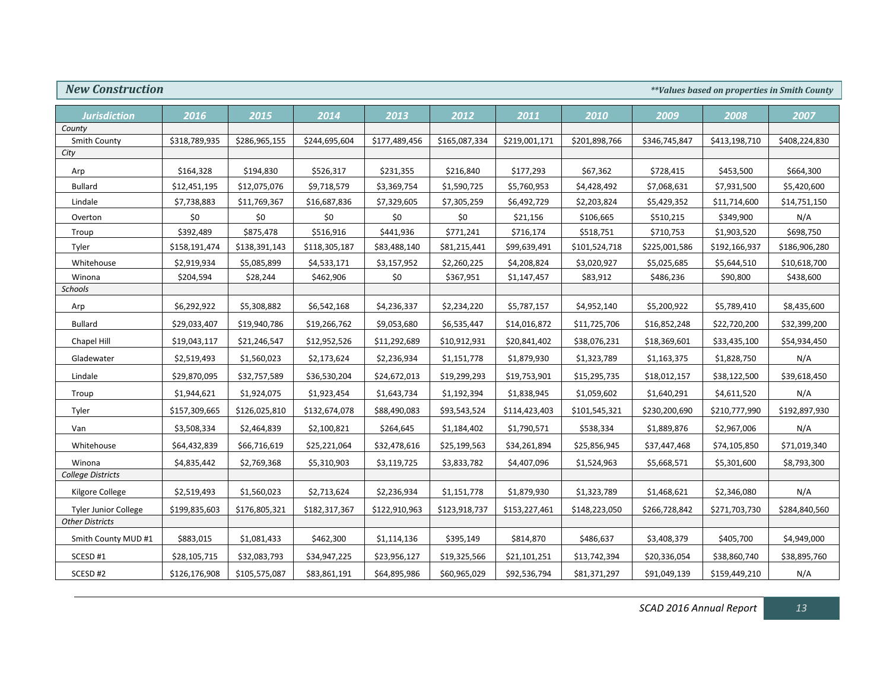## New Construction

***Values based on properties in Smith County*

| Jurisdiction | 2016 | 2015 | 2014 | 2013 | 2012 | 2011 | 2010 | 2009 | 2008 | 2007 |
|---|---|---|---|---|---|---|---|---|---|---|
| *County* | | | | | | | | | | |
| Smith County | $318,789,935 | $286,965,155 | $244,695,604 | $177,489,456 | $165,087,334 | $219,001,171 | $201,898,766 | $346,745,847 | $413,198,710 | $408,224,830 |
| *City* | | | | | | | | | | |
| Arp | $164,328 | $194,830 | $526,317 | $231,355 | $216,840 | $177,293 | $67,362 | $728,415 | $453,500 | $664,300 |
| Bullard | $12,451,195 | $12,075,076 | $9,718,579 | $3,369,754 | $1,590,725 | $5,760,953 | $4,428,492 | $7,068,631 | $7,931,500 | $5,420,600 |
| Lindale | $7,738,883 | $11,769,367 | $16,687,836 | $7,329,605 | $7,305,259 | $6,492,729 | $2,203,824 | $5,429,352 | $11,714,600 | $14,751,150 |
| Overton | $0 | $0 | $0 | $0 | $0 | $21,156 | $106,665 | $510,215 | $349,900 | N/A |
| Troup | $392,489 | $875,478 | $516,916 | $441,936 | $771,241 | $716,174 | $518,751 | $710,753 | $1,903,520 | $698,750 |
| Tyler | $158,191,474 | $138,391,143 | $118,305,187 | $83,488,140 | $81,215,441 | $99,639,491 | $101,524,718 | $225,001,586 | $192,166,937 | $186,906,280 |
| Whitehouse | $2,919,934 | $5,085,899 | $4,533,171 | $3,157,952 | $2,260,225 | $4,208,824 | $3,020,927 | $5,025,685 | $5,644,510 | $10,618,700 |
| Winona | $204,594 | $28,244 | $462,906 | $0 | $367,951 | $1,147,457 | $83,912 | $486,236 | $90,800 | $438,600 |
| *Schools* | | | | | | | | | | |
| Arp | $6,292,922 | $5,308,882 | $6,542,168 | $4,236,337 | $2,234,220 | $5,787,157 | $4,952,140 | $5,200,922 | $5,789,410 | $8,435,600 |
| Bullard | $29,033,407 | $19,940,786 | $19,266,762 | $9,053,680 | $6,535,447 | $14,016,872 | $11,725,706 | $16,852,248 | $22,720,200 | $32,399,200 |
| Chapel Hill | $19,043,117 | $21,246,547 | $12,952,526 | $11,292,689 | $10,912,931 | $20,841,402 | $38,076,231 | $18,369,601 | $33,435,100 | $54,934,450 |
| Gladewater | $2,519,493 | $1,560,023 | $2,173,624 | $2,236,934 | $1,151,778 | $1,879,930 | $1,323,789 | $1,163,375 | $1,828,750 | N/A |
| Lindale | $29,870,095 | $32,757,589 | $36,530,204 | $24,672,013 | $19,299,293 | $19,753,901 | $15,295,735 | $18,012,157 | $38,122,500 | $39,618,450 |
| Troup | $1,944,621 | $1,924,075 | $1,923,454 | $1,643,734 | $1,192,394 | $1,838,945 | $1,059,602 | $1,640,291 | $4,611,520 | N/A |
| Tyler | $157,309,665 | $126,025,810 | $132,674,078 | $88,490,083 | $93,543,524 | $114,423,403 | $101,545,321 | $230,200,690 | $210,777,990 | $192,897,930 |
| Van | $3,508,334 | $2,464,839 | $2,100,821 | $264,645 | $1,184,402 | $1,790,571 | $538,334 | $1,889,876 | $2,967,006 | N/A |
| Whitehouse | $64,432,839 | $66,716,619 | $25,221,064 | $32,478,616 | $25,199,563 | $34,261,894 | $25,856,945 | $37,447,468 | $74,105,850 | $71,019,340 |
| Winona | $4,835,442 | $2,769,368 | $5,310,903 | $3,119,725 | $3,833,782 | $4,407,096 | $1,524,963 | $5,668,571 | $5,301,600 | $8,793,300 |
| *College Districts* | | | | | | | | | | |
| Kilgore College | $2,519,493 | $1,560,023 | $2,713,624 | $2,236,934 | $1,151,778 | $1,879,930 | $1,323,789 | $1,468,621 | $2,346,080 | N/A |
| Tyler Junior College | $199,835,603 | $176,805,321 | $182,317,367 | $122,910,963 | $123,918,737 | $153,227,461 | $148,223,050 | $266,728,842 | $271,703,730 | $284,840,560 |
| *Other Districts* | | | | | | | | | | |
| Smith County MUD #1 | $883,015 | $1,081,433 | $462,300 | $1,114,136 | $395,149 | $814,870 | $486,637 | $3,408,379 | $405,700 | $4,949,000 |
| SCESD #1 | $28,105,715 | $32,083,793 | $34,947,225 | $23,956,127 | $19,325,566 | $21,101,251 | $13,742,394 | $20,336,054 | $38,860,740 | $38,895,760 |
| SCESD #2 | $126,176,908 | $105,575,087 | $83,861,191 | $64,895,986 | $60,965,029 | $92,536,794 | $81,371,297 | $91,049,139 | $159,449,210 | N/A |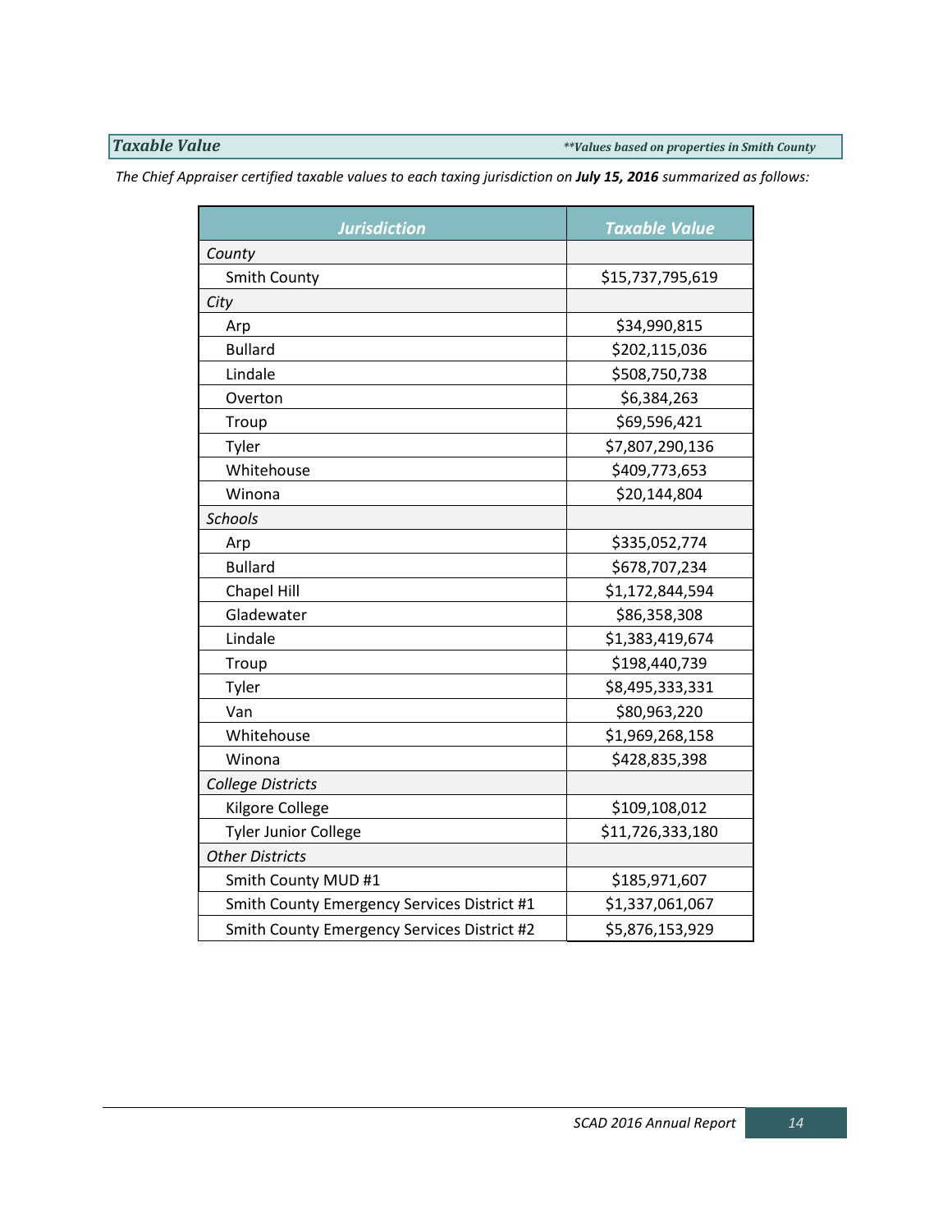## *Taxable Value*

***Values based on properties in Smith County*

*The Chief Appraiser certified taxable values to each taxing jurisdiction on **July 15, 2016** summarized as follows:*

| *Jurisdiction* | *Taxable Value* |
|---|---|
| *County* | |
| Smith County | $15,737,795,619 |
| *City* | |
| Arp | $34,990,815 |
| Bullard | $202,115,036 |
| Lindale | $508,750,738 |
| Overton | $6,384,263 |
| Troup | $69,596,421 |
| Tyler | $7,807,290,136 |
| Whitehouse | $409,773,653 |
| Winona | $20,144,804 |
| *Schools* | |
| Arp | $335,052,774 |
| Bullard | $678,707,234 |
| Chapel Hill | $1,172,844,594 |
| Gladewater | $86,358,308 |
| Lindale | $1,383,419,674 |
| Troup | $198,440,739 |
| Tyler | $8,495,333,331 |
| Van | $80,963,220 |
| Whitehouse | $1,969,268,158 |
| Winona | $428,835,398 |
| *College Districts* | |
| Kilgore College | $109,108,012 |
| Tyler Junior College | $11,726,333,180 |
| *Other Districts* | |
| Smith County MUD #1 | $185,971,607 |
| Smith County Emergency Services District #1 | $1,337,061,067 |
| Smith County Emergency Services District #2 | $5,876,153,929 |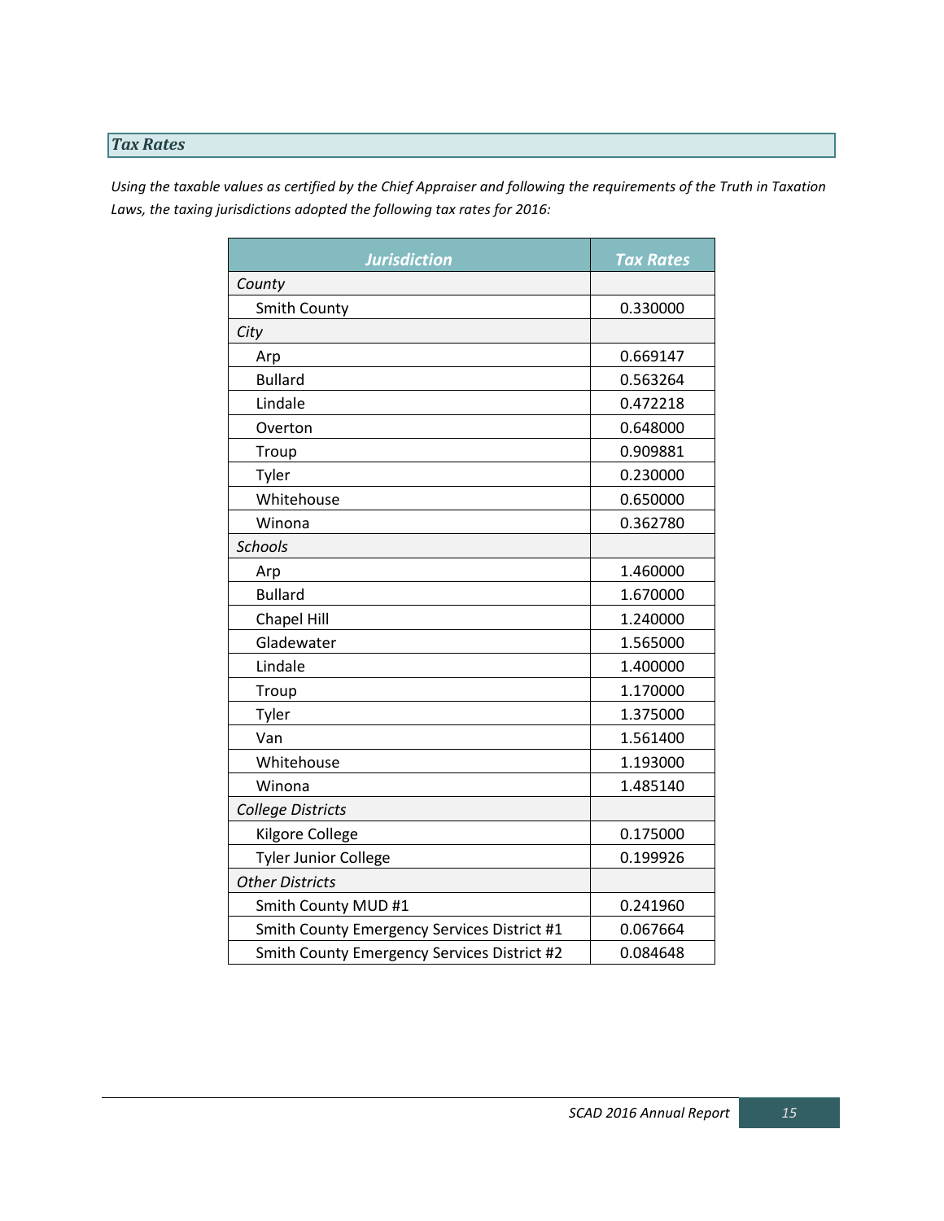## *Tax Rates*

*Using the taxable values as certified by the Chief Appraiser and following the requirements of the Truth in Taxation Laws, the taxing jurisdictions adopted the following tax rates for 2016:*

| Jurisdiction | Tax Rates |
|---|---|
| *County* | |
| Smith County | 0.330000 |
| *City* | |
| Arp | 0.669147 |
| Bullard | 0.563264 |
| Lindale | 0.472218 |
| Overton | 0.648000 |
| Troup | 0.909881 |
| Tyler | 0.230000 |
| Whitehouse | 0.650000 |
| Winona | 0.362780 |
| *Schools* | |
| Arp | 1.460000 |
| Bullard | 1.670000 |
| Chapel Hill | 1.240000 |
| Gladewater | 1.565000 |
| Lindale | 1.400000 |
| Troup | 1.170000 |
| Tyler | 1.375000 |
| Van | 1.561400 |
| Whitehouse | 1.193000 |
| Winona | 1.485140 |
| *College Districts* | |
| Kilgore College | 0.175000 |
| Tyler Junior College | 0.199926 |
| *Other Districts* | |
| Smith County MUD #1 | 0.241960 |
| Smith County Emergency Services District #1 | 0.067664 |
| Smith County Emergency Services District #2 | 0.084648 |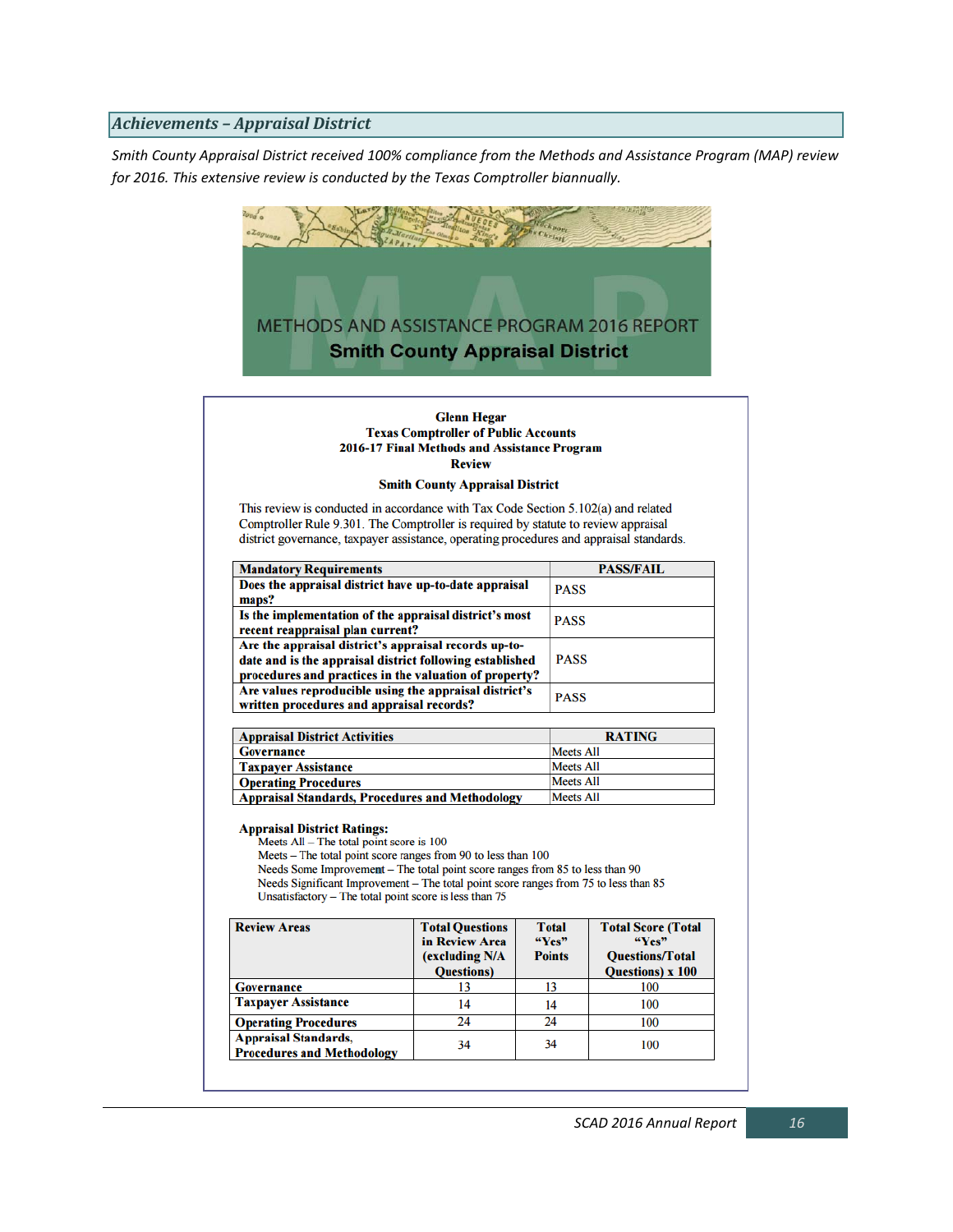## *Achievements – Appraisal District*

*Smith County Appraisal District received 100% compliance from the Methods and Assistance Program (MAP) review for 2016. This extensive review is conducted by the Texas Comptroller biannually.*

METHODS AND ASSISTANCE PROGRAM 2016 REPORT

**Smith County Appraisal District**

**Glenn Hegar**
**Texas Comptroller of Public Accounts**
**2016-17 Final Methods and Assistance Program Review**

**Smith County Appraisal District**

This review is conducted in accordance with Tax Code Section 5.102(a) and related Comptroller Rule 9.301. The Comptroller is required by statute to review appraisal district governance, taxpayer assistance, operating procedures and appraisal standards.

| Mandatory Requirements | PASS/FAIL |
|---|---|
| Does the appraisal district have up-to-date appraisal maps? | PASS |
| Is the implementation of the appraisal district's most recent reappraisal plan current? | PASS |
| Are the appraisal district's appraisal records up-to-date and is the appraisal district following established procedures and practices in the valuation of property? | PASS |
| Are values reproducible using the appraisal district's written procedures and appraisal records? | PASS |

| Appraisal District Activities | RATING |
|---|---|
| Governance | Meets All |
| Taxpayer Assistance | Meets All |
| Operating Procedures | Meets All |
| Appraisal Standards, Procedures and Methodology | Meets All |

**Appraisal District Ratings:**

Meets All – The total point score is 100
Meets – The total point score ranges from 90 to less than 100
Needs Some Improvement – The total point score ranges from 85 to less than 90
Needs Significant Improvement – The total point score ranges from 75 to less than 85
Unsatisfactory – The total point score is less than 75

| Review Areas | Total Questions in Review Area (excluding N/A Questions) | Total "Yes" Points | Total Score (Total "Yes" Questions/Total Questions) x 100 |
|---|---|---|---|
| Governance | 13 | 13 | 100 |
| Taxpayer Assistance | 14 | 14 | 100 |
| Operating Procedures | 24 | 24 | 100 |
| Appraisal Standards, Procedures and Methodology | 34 | 34 | 100 |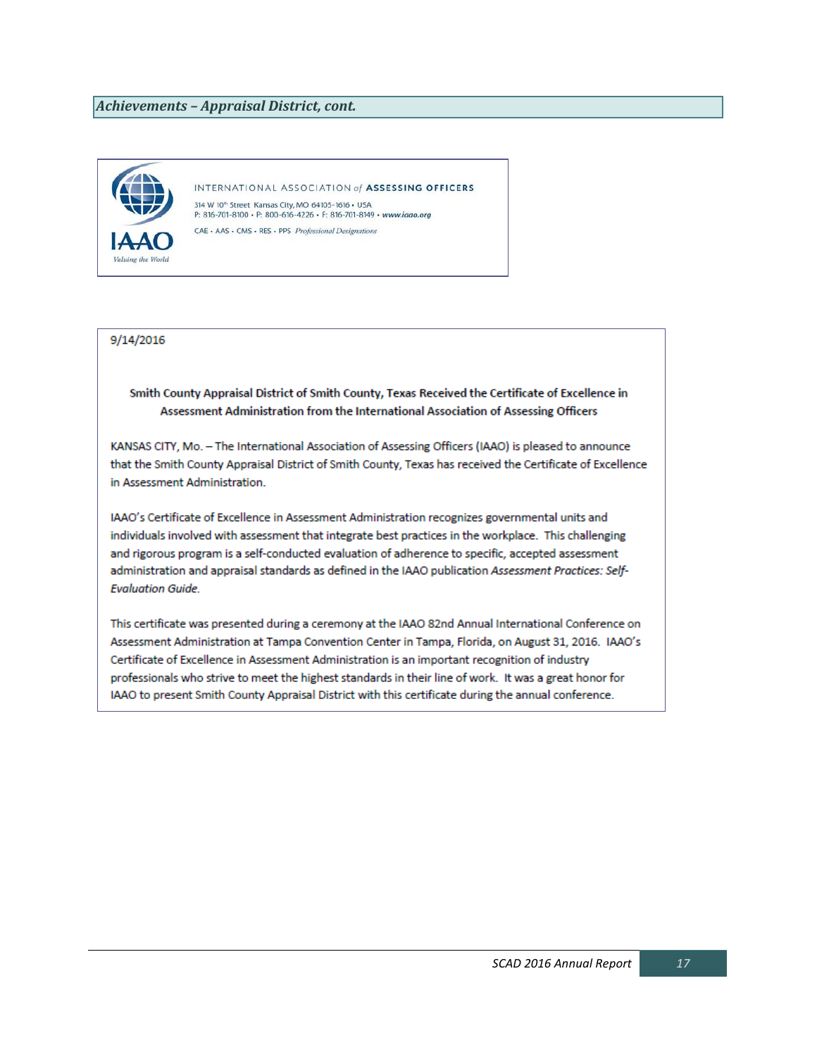## *Achievements – Appraisal District, cont.*

IAAO
Valuing the World

INTERNATIONAL ASSOCIATION *of* **ASSESSING OFFICERS**
314 W 10th Street Kansas City, MO 64105-1616 • USA
P: 816-701-8100 • P: 800-616-4226 • F: 816-701-8149 • ***www.iaao.org***
CAE • AAS • CMS • RES • PPS *Professional Designations*

9/14/2016

**Smith County Appraisal District of Smith County, Texas Received the Certificate of Excellence in Assessment Administration from the International Association of Assessing Officers**

KANSAS CITY, Mo. – The International Association of Assessing Officers (IAAO) is pleased to announce that the Smith County Appraisal District of Smith County, Texas has received the Certificate of Excellence in Assessment Administration.

IAAO's Certificate of Excellence in Assessment Administration recognizes governmental units and individuals involved with assessment that integrate best practices in the workplace. This challenging and rigorous program is a self-conducted evaluation of adherence to specific, accepted assessment administration and appraisal standards as defined in the IAAO publication *Assessment Practices: Self-Evaluation Guide*.

This certificate was presented during a ceremony at the IAAO 82nd Annual International Conference on Assessment Administration at Tampa Convention Center in Tampa, Florida, on August 31, 2016. IAAO's Certificate of Excellence in Assessment Administration is an important recognition of industry professionals who strive to meet the highest standards in their line of work. It was a great honor for IAAO to present Smith County Appraisal District with this certificate during the annual conference.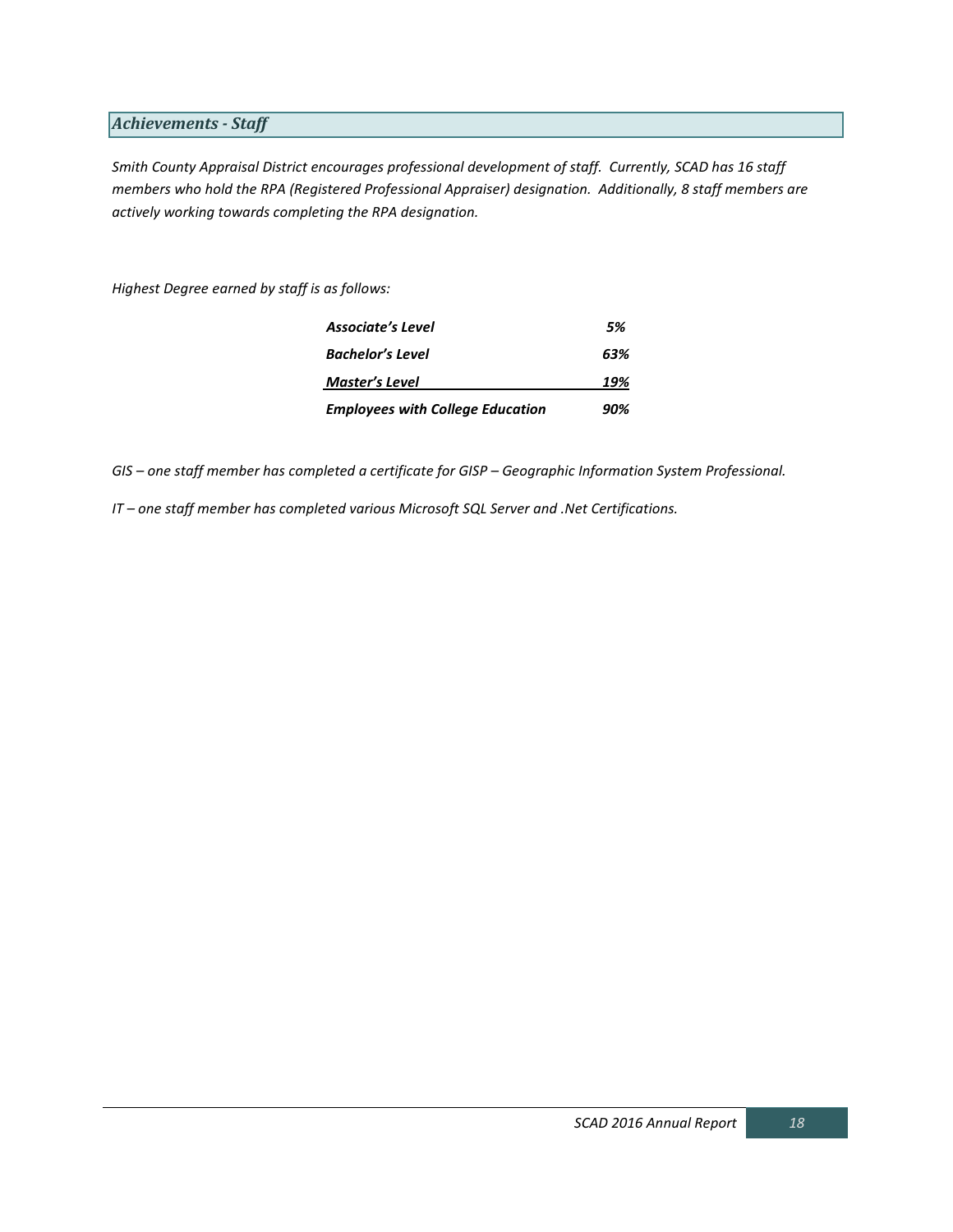## *Achievements - Staff*

*Smith County Appraisal District encourages professional development of staff. Currently, SCAD has 16 staff members who hold the RPA (Registered Professional Appraiser) designation. Additionally, 8 staff members are actively working towards completing the RPA designation.*

*Highest Degree earned by staff is as follows:*

| | |
|---|---|
| ***Associate's Level*** | ***5%*** |
| ***Bachelor's Level*** | ***63%*** |
| ***Master's Level*** | ***19%*** |
| ***Employees with College Education*** | ***90%*** |

*GIS – one staff member has completed a certificate for GISP – Geographic Information System Professional.*

*IT – one staff member has completed various Microsoft SQL Server and .Net Certifications.*